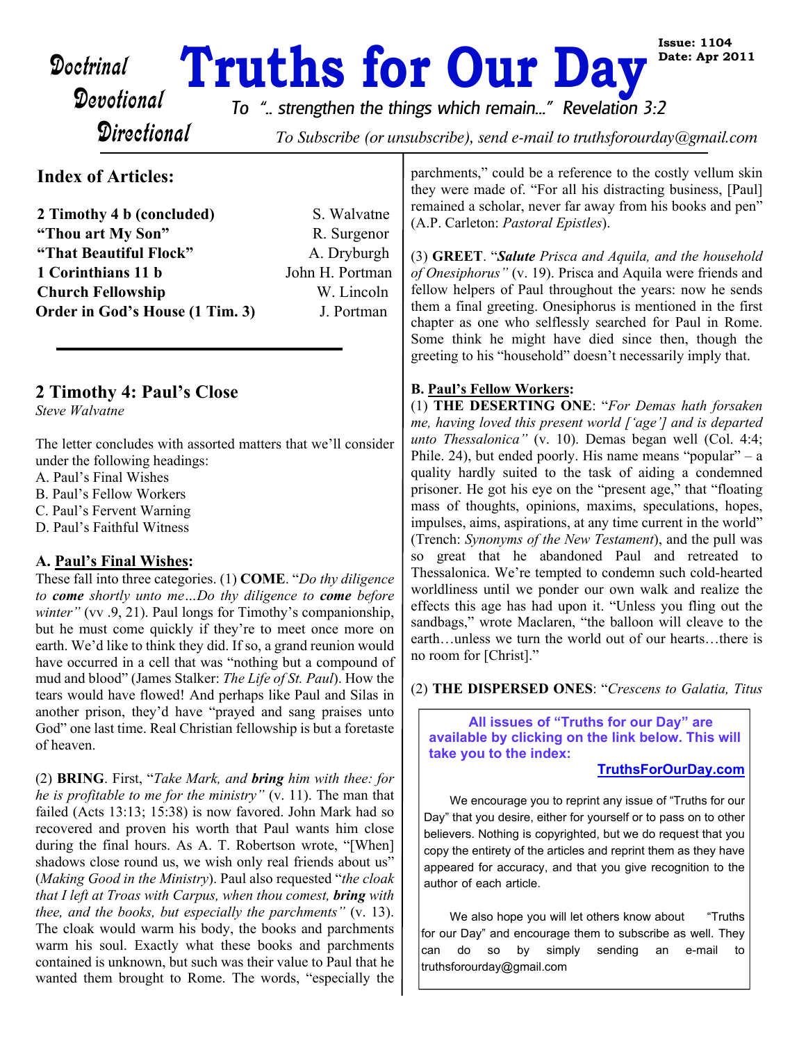# Truths for Our Day

Doctrinal
Devotional
Directional

**Issue: 1104**
**Date: Apr 2011**

*To ".. strengthen the things which remain..." Revelation 3:2*

*To Subscribe (or unsubscribe), send e-mail to truthsforourday@gmail.com*

## Index of Articles:

| | |
|---|---|
| **2 Timothy 4 b (concluded)** | S. Walvatne |
| **"Thou art My Son"** | R. Surgenor |
| **"That Beautiful Flock"** | A. Dryburgh |
| **1 Corinthians 11 b** | John H. Portman |
| **Church Fellowship** | W. Lincoln |
| **Order in God's House (1 Tim. 3)** | J. Portman |

## 2 Timothy 4: Paul's Close

*Steve Walvatne*

The letter concludes with assorted matters that we'll consider under the following headings:

A. Paul's Final Wishes
B. Paul's Fellow Workers
C. Paul's Fervent Warning
D. Paul's Faithful Witness

**A. Paul's Final Wishes:**

These fall into three categories. (1) **COME**. "*Do thy diligence to* ***come*** *shortly unto me…Do thy diligence to* ***come*** *before winter"* (vv .9, 21). Paul longs for Timothy's companionship, but he must come quickly if they're to meet once more on earth. We'd like to think they did. If so, a grand reunion would have occurred in a cell that was "nothing but a compound of mud and blood" (James Stalker: *The Life of St. Paul*). How the tears would have flowed! And perhaps like Paul and Silas in another prison, they'd have "prayed and sang praises unto God" one last time. Real Christian fellowship is but a foretaste of heaven.

(2) **BRING**. First, "*Take Mark, and* ***bring*** *him with thee: for he is profitable to me for the ministry"* (v. 11). The man that failed (Acts 13:13; 15:38) is now favored. John Mark had so recovered and proven his worth that Paul wants him close during the final hours. As A. T. Robertson wrote, "[When] shadows close round us, we wish only real friends about us" (*Making Good in the Ministry*). Paul also requested "*the cloak that I left at Troas with Carpus, when thou comest,* ***bring*** *with thee, and the books, but especially the parchments"* (v. 13). The cloak would warm his body, the books and parchments warm his soul. Exactly what these books and parchments contained is unknown, but such was their value to Paul that he wanted them brought to Rome. The words, "especially the parchments," could be a reference to the costly vellum skin they were made of. "For all his distracting business, [Paul] remained a scholar, never far away from his books and pen" (A.P. Carleton: *Pastoral Epistles*).

(3) **GREET**. "***Salute*** *Prisca and Aquila, and the household of Onesiphorus"* (v. 19). Prisca and Aquila were friends and fellow helpers of Paul throughout the years: now he sends them a final greeting. Onesiphorus is mentioned in the first chapter as one who selflessly searched for Paul in Rome. Some think he might have died since then, though the greeting to his "household" doesn't necessarily imply that.

**B. Paul's Fellow Workers:**

(1) **THE DESERTING ONE**: "*For Demas hath forsaken me, having loved this present world ['age'] and is departed unto Thessalonica"* (v. 10). Demas began well (Col. 4:4; Phile. 24), but ended poorly. His name means "popular" – a quality hardly suited to the task of aiding a condemned prisoner. He got his eye on the "present age," that "floating mass of thoughts, opinions, maxims, speculations, hopes, impulses, aims, aspirations, at any time current in the world" (Trench: *Synonyms of the New Testament*), and the pull was so great that he abandoned Paul and retreated to Thessalonica. We're tempted to condemn such cold-hearted worldliness until we ponder our own walk and realize the effects this age has had upon it. "Unless you fling out the sandbags," wrote Maclaren, "the balloon will cleave to the earth…unless we turn the world out of our hearts…there is no room for [Christ]."

(2) **THE DISPERSED ONES**: "*Crescens to Galatia, Titus*

---

**All issues of "Truths for our Day" are available by clicking on the link below. This will take you to the index:**

**TruthsForOurDay.com**

We encourage you to reprint any issue of "Truths for our Day" that you desire, either for yourself or to pass on to other believers. Nothing is copyrighted, but we do request that you copy the entirety of the articles and reprint them as they have appeared for accuracy, and that you give recognition to the author of each article.

We also hope you will let others know about "Truths for our Day" and encourage them to subscribe as well. They can do so by simply sending an e-mail to truthsforourday@gmail.com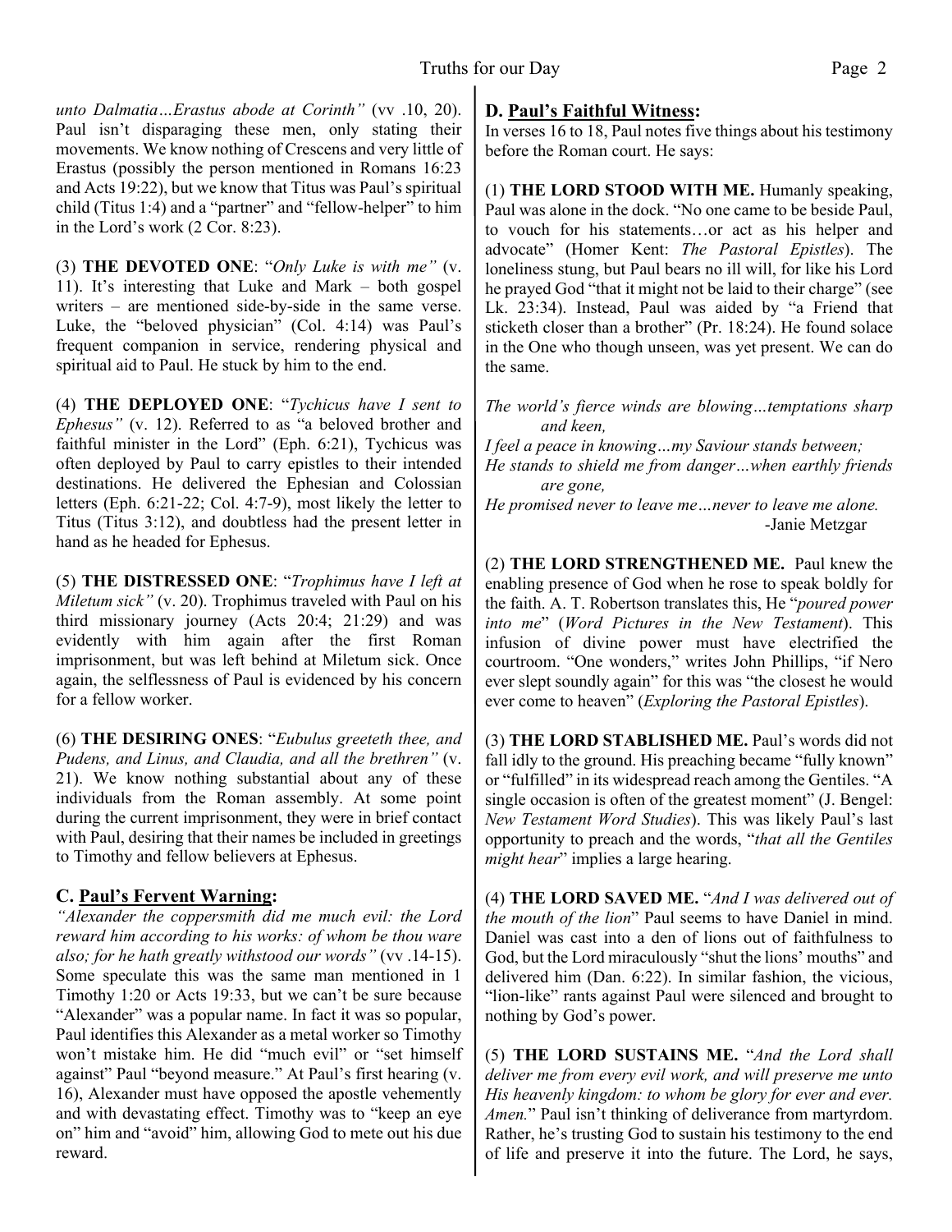*unto Dalmatia…Erastus abode at Corinth"* (vv .10, 20). Paul isn't disparaging these men, only stating their movements. We know nothing of Crescens and very little of Erastus (possibly the person mentioned in Romans 16:23 and Acts 19:22), but we know that Titus was Paul's spiritual child (Titus 1:4) and a "partner" and "fellow-helper" to him in the Lord's work (2 Cor. 8:23).

(3) **THE DEVOTED ONE**: "*Only Luke is with me"* (v. 11). It's interesting that Luke and Mark – both gospel writers – are mentioned side-by-side in the same verse. Luke, the "beloved physician" (Col. 4:14) was Paul's frequent companion in service, rendering physical and spiritual aid to Paul. He stuck by him to the end.

(4) **THE DEPLOYED ONE**: "*Tychicus have I sent to Ephesus"* (v. 12). Referred to as "a beloved brother and faithful minister in the Lord" (Eph. 6:21), Tychicus was often deployed by Paul to carry epistles to their intended destinations. He delivered the Ephesian and Colossian letters (Eph. 6:21-22; Col. 4:7-9), most likely the letter to Titus (Titus 3:12), and doubtless had the present letter in hand as he headed for Ephesus.

(5) **THE DISTRESSED ONE**: "*Trophimus have I left at Miletum sick"* (v. 20). Trophimus traveled with Paul on his third missionary journey (Acts 20:4; 21:29) and was evidently with him again after the first Roman imprisonment, but was left behind at Miletum sick. Once again, the selflessness of Paul is evidenced by his concern for a fellow worker.

(6) **THE DESIRING ONES**: "*Eubulus greeteth thee, and Pudens, and Linus, and Claudia, and all the brethren"* (v. 21). We know nothing substantial about any of these individuals from the Roman assembly. At some point during the current imprisonment, they were in brief contact with Paul, desiring that their names be included in greetings to Timothy and fellow believers at Ephesus.

## C. Paul's Fervent Warning:

*"Alexander the coppersmith did me much evil: the Lord reward him according to his works: of whom be thou ware also; for he hath greatly withstood our words"* (vv .14-15). Some speculate this was the same man mentioned in 1 Timothy 1:20 or Acts 19:33, but we can't be sure because "Alexander" was a popular name. In fact it was so popular, Paul identifies this Alexander as a metal worker so Timothy won't mistake him. He did "much evil" or "set himself against" Paul "beyond measure." At Paul's first hearing (v. 16), Alexander must have opposed the apostle vehemently and with devastating effect. Timothy was to "keep an eye on" him and "avoid" him, allowing God to mete out his due reward.

## D. Paul's Faithful Witness:

In verses 16 to 18, Paul notes five things about his testimony before the Roman court. He says:

(1) **THE LORD STOOD WITH ME.** Humanly speaking, Paul was alone in the dock. "No one came to be beside Paul, to vouch for his statements…or act as his helper and advocate" (Homer Kent: *The Pastoral Epistles*). The loneliness stung, but Paul bears no ill will, for like his Lord he prayed God "that it might not be laid to their charge" (see Lk. 23:34). Instead, Paul was aided by "a Friend that sticketh closer than a brother" (Pr. 18:24). He found solace in the One who though unseen, was yet present. We can do the same.

*The world's fierce winds are blowing…temptations sharp and keen,*
*I feel a peace in knowing…my Saviour stands between;*
*He stands to shield me from danger…when earthly friends are gone,*
*He promised never to leave me…never to leave me alone.*
-Janie Metzgar

(2) **THE LORD STRENGTHENED ME.** Paul knew the enabling presence of God when he rose to speak boldly for the faith. A. T. Robertson translates this, He "*poured power into me*" (*Word Pictures in the New Testament*). This infusion of divine power must have electrified the courtroom. "One wonders," writes John Phillips, "if Nero ever slept soundly again" for this was "the closest he would ever come to heaven" (*Exploring the Pastoral Epistles*).

(3) **THE LORD STABLISHED ME.** Paul's words did not fall idly to the ground. His preaching became "fully known" or "fulfilled" in its widespread reach among the Gentiles. "A single occasion is often of the greatest moment" (J. Bengel: *New Testament Word Studies*). This was likely Paul's last opportunity to preach and the words, "*that all the Gentiles might hear*" implies a large hearing.

(4) **THE LORD SAVED ME.** "*And I was delivered out of the mouth of the lion*" Paul seems to have Daniel in mind. Daniel was cast into a den of lions out of faithfulness to God, but the Lord miraculously "shut the lions' mouths" and delivered him (Dan. 6:22). In similar fashion, the vicious, "lion-like" rants against Paul were silenced and brought to nothing by God's power.

(5) **THE LORD SUSTAINS ME.** "*And the Lord shall deliver me from every evil work, and will preserve me unto His heavenly kingdom: to whom be glory for ever and ever. Amen.*" Paul isn't thinking of deliverance from martyrdom. Rather, he's trusting God to sustain his testimony to the end of life and preserve it into the future. The Lord, he says,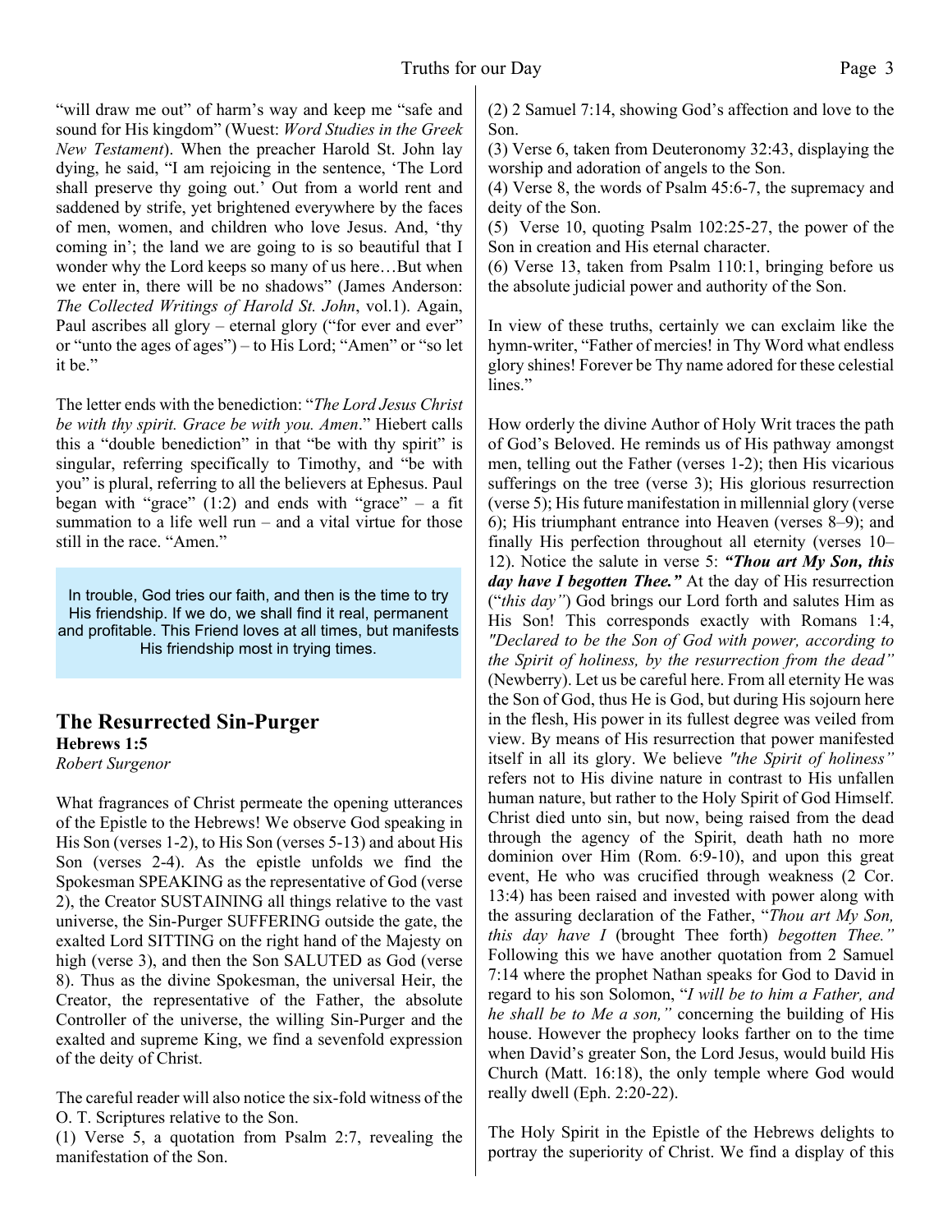"will draw me out" of harm's way and keep me "safe and sound for His kingdom" (Wuest: *Word Studies in the Greek New Testament*). When the preacher Harold St. John lay dying, he said, "I am rejoicing in the sentence, 'The Lord shall preserve thy going out.' Out from a world rent and saddened by strife, yet brightened everywhere by the faces of men, women, and children who love Jesus. And, 'thy coming in'; the land we are going to is so beautiful that I wonder why the Lord keeps so many of us here…But when we enter in, there will be no shadows" (James Anderson: *The Collected Writings of Harold St. John*, vol.1). Again, Paul ascribes all glory – eternal glory ("for ever and ever" or "unto the ages of ages") – to His Lord; "Amen" or "so let it be."

The letter ends with the benediction: "*The Lord Jesus Christ be with thy spirit. Grace be with you. Amen*." Hiebert calls this a "double benediction" in that "be with thy spirit" is singular, referring specifically to Timothy, and "be with you" is plural, referring to all the believers at Ephesus. Paul began with "grace" (1:2) and ends with "grace" – a fit summation to a life well run – and a vital virtue for those still in the race. "Amen."

> In trouble, God tries our faith, and then is the time to try His friendship. If we do, we shall find it real, permanent and profitable. This Friend loves at all times, but manifests His friendship most in trying times.

## The Resurrected Sin-Purger

**Hebrews 1:5**

*Robert Surgenor*

What fragrances of Christ permeate the opening utterances of the Epistle to the Hebrews! We observe God speaking in His Son (verses 1-2), to His Son (verses 5-13) and about His Son (verses 2-4). As the epistle unfolds we find the Spokesman SPEAKING as the representative of God (verse 2), the Creator SUSTAINING all things relative to the vast universe, the Sin-Purger SUFFERING outside the gate, the exalted Lord SITTING on the right hand of the Majesty on high (verse 3), and then the Son SALUTED as God (verse 8). Thus as the divine Spokesman, the universal Heir, the Creator, the representative of the Father, the absolute Controller of the universe, the willing Sin-Purger and the exalted and supreme King, we find a sevenfold expression of the deity of Christ.

The careful reader will also notice the six-fold witness of the O. T. Scriptures relative to the Son.

(1) Verse 5, a quotation from Psalm 2:7, revealing the manifestation of the Son.

(2) 2 Samuel 7:14, showing God's affection and love to the Son.

(3) Verse 6, taken from Deuteronomy 32:43, displaying the worship and adoration of angels to the Son.

(4) Verse 8, the words of Psalm 45:6-7, the supremacy and deity of the Son.

(5) Verse 10, quoting Psalm 102:25-27, the power of the Son in creation and His eternal character.

(6) Verse 13, taken from Psalm 110:1, bringing before us the absolute judicial power and authority of the Son.

In view of these truths, certainly we can exclaim like the hymn-writer, "Father of mercies! in Thy Word what endless glory shines! Forever be Thy name adored for these celestial lines."

How orderly the divine Author of Holy Writ traces the path of God's Beloved. He reminds us of His pathway amongst men, telling out the Father (verses 1-2); then His vicarious sufferings on the tree (verse 3); His glorious resurrection (verse 5); His future manifestation in millennial glory (verse 6); His triumphant entrance into Heaven (verses 8–9); and finally His perfection throughout all eternity (verses 10–12). Notice the salute in verse 5: ***"Thou art My Son, this day have I begotten Thee."*** At the day of His resurrection ("*this day"*) God brings our Lord forth and salutes Him as His Son! This corresponds exactly with Romans 1:4, *"Declared to be the Son of God with power, according to the Spirit of holiness, by the resurrection from the dead"* (Newberry). Let us be careful here. From all eternity He was the Son of God, thus He is God, but during His sojourn here in the flesh, His power in its fullest degree was veiled from view. By means of His resurrection that power manifested itself in all its glory. We believe *"the Spirit of holiness"* refers not to His divine nature in contrast to His unfallen human nature, but rather to the Holy Spirit of God Himself. Christ died unto sin, but now, being raised from the dead through the agency of the Spirit, death hath no more dominion over Him (Rom. 6:9-10), and upon this great event, He who was crucified through weakness (2 Cor. 13:4) has been raised and invested with power along with the assuring declaration of the Father, "*Thou art My Son, this day have I* (brought Thee forth) *begotten Thee."* Following this we have another quotation from 2 Samuel 7:14 where the prophet Nathan speaks for God to David in regard to his son Solomon, "*I will be to him a Father, and he shall be to Me a son,"* concerning the building of His house. However the prophecy looks farther on to the time when David's greater Son, the Lord Jesus, would build His Church (Matt. 16:18), the only temple where God would really dwell (Eph. 2:20-22).

The Holy Spirit in the Epistle of the Hebrews delights to portray the superiority of Christ. We find a display of this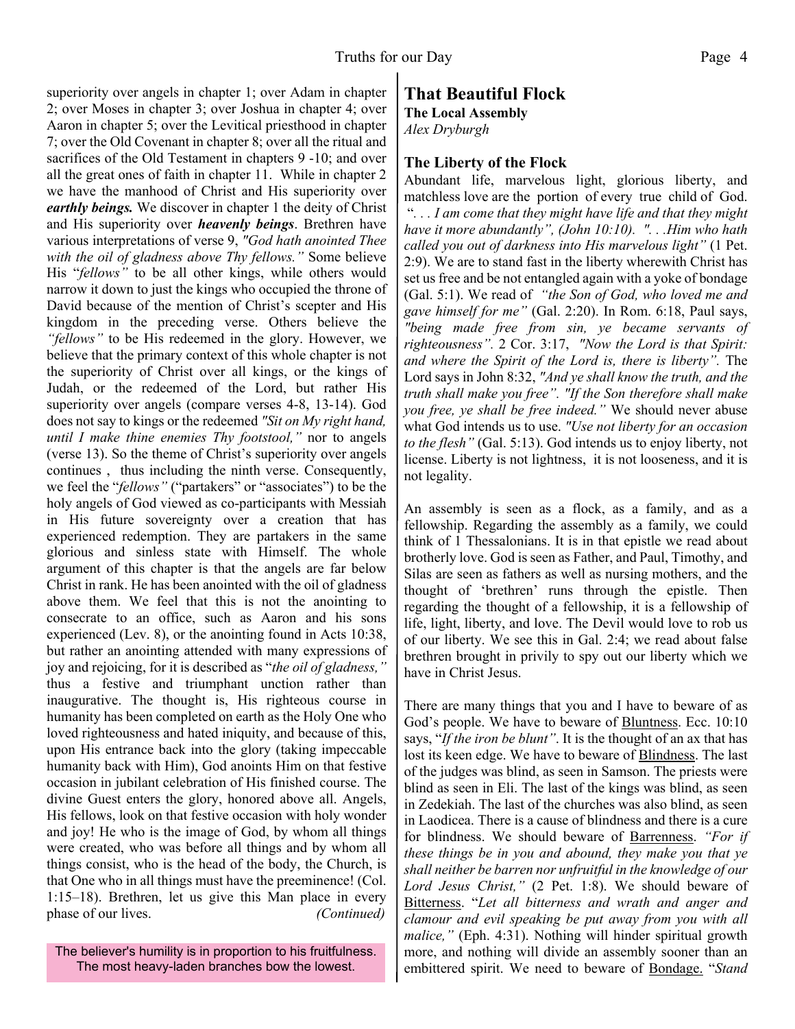superiority over angels in chapter 1; over Adam in chapter 2; over Moses in chapter 3; over Joshua in chapter 4; over Aaron in chapter 5; over the Levitical priesthood in chapter 7; over the Old Covenant in chapter 8; over all the ritual and sacrifices of the Old Testament in chapters 9 -10; and over all the great ones of faith in chapter 11. While in chapter 2 we have the manhood of Christ and His superiority over ***earthly beings.*** We discover in chapter 1 the deity of Christ and His superiority over ***heavenly beings***. Brethren have various interpretations of verse 9, *"God hath anointed Thee with the oil of gladness above Thy fellows."* Some believe His "*fellows"* to be all other kings, while others would narrow it down to just the kings who occupied the throne of David because of the mention of Christ's scepter and His kingdom in the preceding verse. Others believe the *"fellows"* to be His redeemed in the glory. However, we believe that the primary context of this whole chapter is not the superiority of Christ over all kings, or the kings of Judah, or the redeemed of the Lord, but rather His superiority over angels (compare verses 4-8, 13-14). God does not say to kings or the redeemed *"Sit on My right hand, until I make thine enemies Thy footstool,"* nor to angels (verse 13). So the theme of Christ's superiority over angels continues , thus including the ninth verse. Consequently, we feel the "*fellows"* ("partakers" or "associates") to be the holy angels of God viewed as co-participants with Messiah in His future sovereignty over a creation that has experienced redemption. They are partakers in the same glorious and sinless state with Himself. The whole argument of this chapter is that the angels are far below Christ in rank. He has been anointed with the oil of gladness above them. We feel that this is not the anointing to consecrate to an office, such as Aaron and his sons experienced (Lev. 8), or the anointing found in Acts 10:38, but rather an anointing attended with many expressions of joy and rejoicing, for it is described as "*the oil of gladness,"* thus a festive and triumphant unction rather than inaugurative. The thought is, His righteous course in humanity has been completed on earth as the Holy One who loved righteousness and hated iniquity, and because of this, upon His entrance back into the glory (taking impeccable humanity back with Him), God anoints Him on that festive occasion in jubilant celebration of His finished course. The divine Guest enters the glory, honored above all. Angels, His fellows, look on that festive occasion with holy wonder and joy! He who is the image of God, by whom all things were created, who was before all things and by whom all things consist, who is the head of the body, the Church, is that One who in all things must have the preeminence! (Col. 1:15–18). Brethren, let us give this Man place in every phase of our lives. *(Continued)*

The believer's humility is in proportion to his fruitfulness. The most heavy-laden branches bow the lowest.

## That Beautiful Flock

**The Local Assembly**

*Alex Dryburgh*

### The Liberty of the Flock

Abundant life, marvelous light, glorious liberty, and matchless love are the portion of every true child of God. *". . . I am come that they might have life and that they might have it more abundantly", (John 10:10). ". . .Him who hath called you out of darkness into His marvelous light"* (1 Pet. 2:9). We are to stand fast in the liberty wherewith Christ has set us free and be not entangled again with a yoke of bondage (Gal. 5:1). We read of *"the Son of God, who loved me and gave himself for me"* (Gal. 2:20). In Rom. 6:18, Paul says, *"being made free from sin, ye became servants of righteousness".* 2 Cor. 3:17, *"Now the Lord is that Spirit: and where the Spirit of the Lord is, there is liberty".* The Lord says in John 8:32, *"And ye shall know the truth, and the truth shall make you free". "If the Son therefore shall make you free, ye shall be free indeed."* We should never abuse what God intends us to use. *"Use not liberty for an occasion to the flesh"* (Gal. 5:13). God intends us to enjoy liberty, not license. Liberty is not lightness, it is not looseness, and it is not legality.

An assembly is seen as a flock, as a family, and as a fellowship. Regarding the assembly as a family, we could think of 1 Thessalonians. It is in that epistle we read about brotherly love. God is seen as Father, and Paul, Timothy, and Silas are seen as fathers as well as nursing mothers, and the thought of 'brethren' runs through the epistle. Then regarding the thought of a fellowship, it is a fellowship of life, light, liberty, and love. The Devil would love to rob us of our liberty. We see this in Gal. 2:4; we read about false brethren brought in privily to spy out our liberty which we have in Christ Jesus.

There are many things that you and I have to beware of as God's people. We have to beware of <u>Bluntness</u>. Ecc. 10:10 says, "*If the iron be blunt"*. It is the thought of an ax that has lost its keen edge. We have to beware of <u>Blindness</u>. The last of the judges was blind, as seen in Samson. The priests were blind as seen in Eli. The last of the kings was blind, as seen in Zedekiah. The last of the churches was also blind, as seen in Laodicea. There is a cause of blindness and there is a cure for blindness. We should beware of <u>Barrenness</u>. *"For if these things be in you and abound, they make you that ye shall neither be barren nor unfruitful in the knowledge of our Lord Jesus Christ,"* (2 Pet. 1:8). We should beware of <u>Bitterness</u>. "*Let all bitterness and wrath and anger and clamour and evil speaking be put away from you with all malice,"* (Eph. 4:31). Nothing will hinder spiritual growth more, and nothing will divide an assembly sooner than an embittered spirit. We need to beware of <u>Bondage.</u> "*Stand*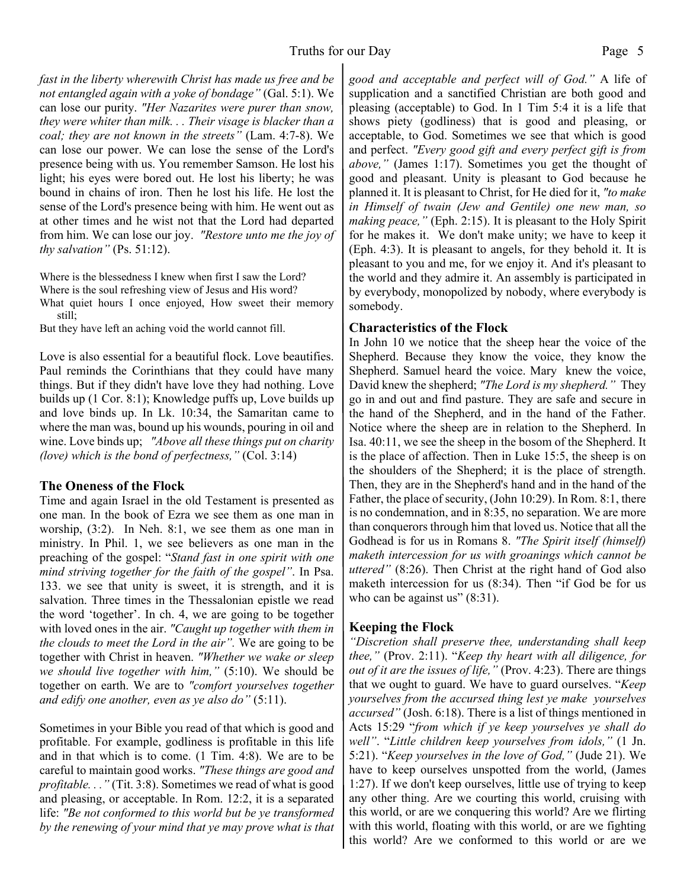*fast in the liberty wherewith Christ has made us free and be not entangled again with a yoke of bondage"* (Gal. 5:1). We can lose our purity. *"Her Nazarites were purer than snow, they were whiter than milk. . . Their visage is blacker than a coal; they are not known in the streets"* (Lam. 4:7-8). We can lose our power. We can lose the sense of the Lord's presence being with us. You remember Samson. He lost his light; his eyes were bored out. He lost his liberty; he was bound in chains of iron. Then he lost his life. He lost the sense of the Lord's presence being with him. He went out as at other times and he wist not that the Lord had departed from him. We can lose our joy. *"Restore unto me the joy of thy salvation"* (Ps. 51:12).

Where is the blessedness I knew when first I saw the Lord?
Where is the soul refreshing view of Jesus and His word?
What quiet hours I once enjoyed, How sweet their memory still;
But they have left an aching void the world cannot fill.

Love is also essential for a beautiful flock. Love beautifies. Paul reminds the Corinthians that they could have many things. But if they didn't have love they had nothing. Love builds up (1 Cor. 8:1); Knowledge puffs up, Love builds up and love binds up. In Lk. 10:34, the Samaritan came to where the man was, bound up his wounds, pouring in oil and wine. Love binds up; *"Above all these things put on charity (love) which is the bond of perfectness,"* (Col. 3:14)

### The Oneness of the Flock

Time and again Israel in the old Testament is presented as one man. In the book of Ezra we see them as one man in worship, (3:2). In Neh. 8:1, we see them as one man in ministry. In Phil. 1, we see believers as one man in the preaching of the gospel: "*Stand fast in one spirit with one mind striving together for the faith of the gospel"*. In Psa. 133. we see that unity is sweet, it is strength, and it is salvation. Three times in the Thessalonian epistle we read the word 'together'. In ch. 4, we are going to be together with loved ones in the air. *"Caught up together with them in the clouds to meet the Lord in the air".* We are going to be together with Christ in heaven. *"Whether we wake or sleep we should live together with him,"* (5:10). We should be together on earth. We are to *"comfort yourselves together and edify one another, even as ye also do"* (5:11).

Sometimes in your Bible you read of that which is good and profitable. For example, godliness is profitable in this life and in that which is to come. (1 Tim. 4:8). We are to be careful to maintain good works. *"These things are good and profitable. . ."* (Tit. 3:8). Sometimes we read of what is good and pleasing, or acceptable. In Rom. 12:2, it is a separated life: *"Be not conformed to this world but be ye transformed by the renewing of your mind that ye may prove what is that good and acceptable and perfect will of God."* A life of supplication and a sanctified Christian are both good and pleasing (acceptable) to God. In 1 Tim 5:4 it is a life that shows piety (godliness) that is good and pleasing, or acceptable, to God. Sometimes we see that which is good and perfect. *"Every good gift and every perfect gift is from above,"* (James 1:17). Sometimes you get the thought of good and pleasant. Unity is pleasant to God because he planned it. It is pleasant to Christ, for He died for it, *"to make in Himself of twain (Jew and Gentile) one new man, so making peace,"* (Eph. 2:15). It is pleasant to the Holy Spirit for he makes it. We don't make unity; we have to keep it (Eph. 4:3). It is pleasant to angels, for they behold it. It is pleasant to you and me, for we enjoy it. And it's pleasant to the world and they admire it. An assembly is participated in by everybody, monopolized by nobody, where everybody is somebody.

### Characteristics of the Flock

In John 10 we notice that the sheep hear the voice of the Shepherd. Because they know the voice, they know the Shepherd. Samuel heard the voice. Mary knew the voice, David knew the shepherd; *"The Lord is my shepherd."* They go in and out and find pasture. They are safe and secure in the hand of the Shepherd, and in the hand of the Father. Notice where the sheep are in relation to the Shepherd. In Isa. 40:11, we see the sheep in the bosom of the Shepherd. It is the place of affection. Then in Luke 15:5, the sheep is on the shoulders of the Shepherd; it is the place of strength. Then, they are in the Shepherd's hand and in the hand of the Father, the place of security, (John 10:29). In Rom. 8:1, there is no condemnation, and in 8:35, no separation. We are more than conquerors through him that loved us. Notice that all the Godhead is for us in Romans 8. *"The Spirit itself (himself) maketh intercession for us with groanings which cannot be uttered"* (8:26). Then Christ at the right hand of God also maketh intercession for us (8:34). Then "if God be for us who can be against us" (8:31).

### Keeping the Flock

*"Discretion shall preserve thee, understanding shall keep thee,"* (Prov. 2:11). "*Keep thy heart with all diligence, for out of it are the issues of life,"* (Prov. 4:23). There are things that we ought to guard. We have to guard ourselves. "*Keep yourselves from the accursed thing lest ye make yourselves accursed"* (Josh. 6:18). There is a list of things mentioned in Acts 15:29 "*from which if ye keep yourselves ye shall do well"*. "*Little children keep yourselves from idols,"* (1 Jn. 5:21). "*Keep yourselves in the love of God,"* (Jude 21). We have to keep ourselves unspotted from the world, (James 1:27). If we don't keep ourselves, little use of trying to keep any other thing. Are we courting this world, cruising with this world, or are we conquering this world? Are we flirting with this world, floating with this world, or are we fighting this world? Are we conformed to this world or are we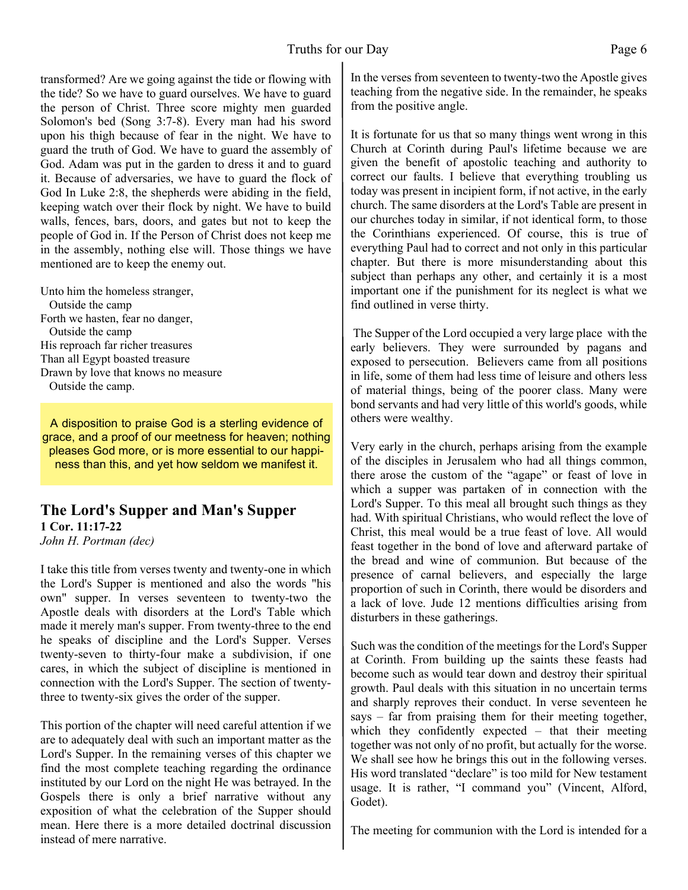transformed? Are we going against the tide or flowing with the tide? So we have to guard ourselves. We have to guard the person of Christ. Three score mighty men guarded Solomon's bed (Song 3:7-8). Every man had his sword upon his thigh because of fear in the night. We have to guard the truth of God. We have to guard the assembly of God. Adam was put in the garden to dress it and to guard it. Because of adversaries, we have to guard the flock of God In Luke 2:8, the shepherds were abiding in the field, keeping watch over their flock by night. We have to build walls, fences, bars, doors, and gates but not to keep the people of God in. If the Person of Christ does not keep me in the assembly, nothing else will. Those things we have mentioned are to keep the enemy out.

Unto him the homeless stranger,
  Outside the camp
Forth we hasten, fear no danger,
  Outside the camp
His reproach far richer treasures
Than all Egypt boasted treasure
Drawn by love that knows no measure
  Outside the camp.

> A disposition to praise God is a sterling evidence of grace, and a proof of our meetness for heaven; nothing pleases God more, or is more essential to our happiness than this, and yet how seldom we manifest it.

## The Lord's Supper and Man's Supper

**1 Cor. 11:17-22**

*John H. Portman (dec)*

I take this title from verses twenty and twenty-one in which the Lord's Supper is mentioned and also the words "his own" supper. In verses seventeen to twenty-two the Apostle deals with disorders at the Lord's Table which made it merely man's supper. From twenty-three to the end he speaks of discipline and the Lord's Supper. Verses twenty-seven to thirty-four make a subdivision, if one cares, in which the subject of discipline is mentioned in connection with the Lord's Supper. The section of twenty-three to twenty-six gives the order of the supper.

This portion of the chapter will need careful attention if we are to adequately deal with such an important matter as the Lord's Supper. In the remaining verses of this chapter we find the most complete teaching regarding the ordinance instituted by our Lord on the night He was betrayed. In the Gospels there is only a brief narrative without any exposition of what the celebration of the Supper should mean. Here there is a more detailed doctrinal discussion instead of mere narrative.

In the verses from seventeen to twenty-two the Apostle gives teaching from the negative side. In the remainder, he speaks from the positive angle.

It is fortunate for us that so many things went wrong in this Church at Corinth during Paul's lifetime because we are given the benefit of apostolic teaching and authority to correct our faults. I believe that everything troubling us today was present in incipient form, if not active, in the early church. The same disorders at the Lord's Table are present in our churches today in similar, if not identical form, to those the Corinthians experienced. Of course, this is true of everything Paul had to correct and not only in this particular chapter. But there is more misunderstanding about this subject than perhaps any other, and certainly it is a most important one if the punishment for its neglect is what we find outlined in verse thirty.

The Supper of the Lord occupied a very large place with the early believers. They were surrounded by pagans and exposed to persecution. Believers came from all positions in life, some of them had less time of leisure and others less of material things, being of the poorer class. Many were bond servants and had very little of this world's goods, while others were wealthy.

Very early in the church, perhaps arising from the example of the disciples in Jerusalem who had all things common, there arose the custom of the "agape" or feast of love in which a supper was partaken of in connection with the Lord's Supper. To this meal all brought such things as they had. With spiritual Christians, who would reflect the love of Christ, this meal would be a true feast of love. All would feast together in the bond of love and afterward partake of the bread and wine of communion. But because of the presence of carnal believers, and especially the large proportion of such in Corinth, there would be disorders and a lack of love. Jude 12 mentions difficulties arising from disturbers in these gatherings.

Such was the condition of the meetings for the Lord's Supper at Corinth. From building up the saints these feasts had become such as would tear down and destroy their spiritual growth. Paul deals with this situation in no uncertain terms and sharply reproves their conduct. In verse seventeen he says – far from praising them for their meeting together, which they confidently expected – that their meeting together was not only of no profit, but actually for the worse. We shall see how he brings this out in the following verses. His word translated "declare" is too mild for New testament usage. It is rather, "I command you" (Vincent, Alford, Godet).

The meeting for communion with the Lord is intended for a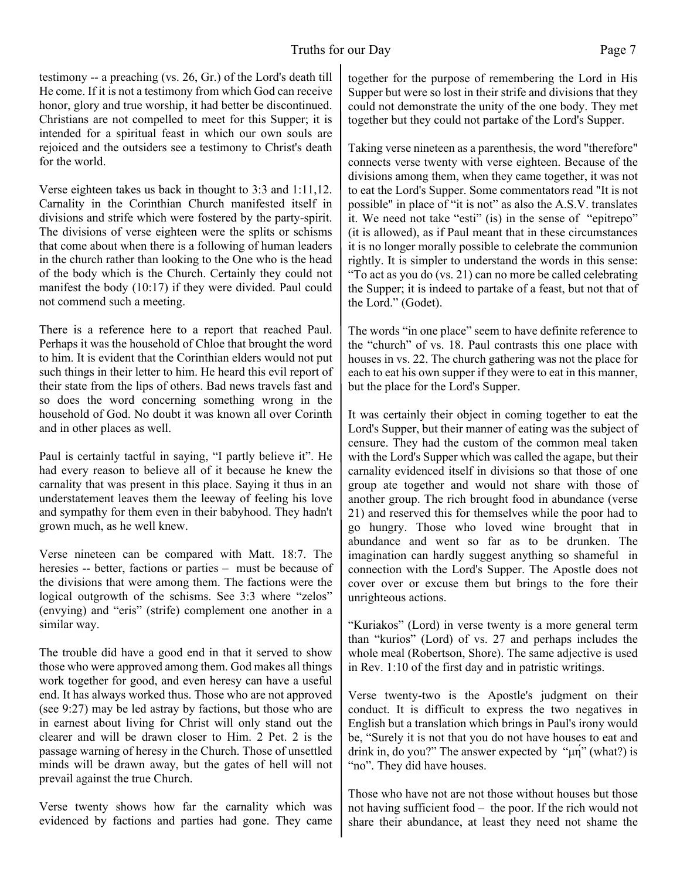testimony -- a preaching (vs. 26, Gr.) of the Lord's death till He come. If it is not a testimony from which God can receive honor, glory and true worship, it had better be discontinued. Christians are not compelled to meet for this Supper; it is intended for a spiritual feast in which our own souls are rejoiced and the outsiders see a testimony to Christ's death for the world.

Verse eighteen takes us back in thought to 3:3 and 1:11,12. Carnality in the Corinthian Church manifested itself in divisions and strife which were fostered by the party-spirit. The divisions of verse eighteen were the splits or schisms that come about when there is a following of human leaders in the church rather than looking to the One who is the head of the body which is the Church. Certainly they could not manifest the body (10:17) if they were divided. Paul could not commend such a meeting.

There is a reference here to a report that reached Paul. Perhaps it was the household of Chloe that brought the word to him. It is evident that the Corinthian elders would not put such things in their letter to him. He heard this evil report of their state from the lips of others. Bad news travels fast and so does the word concerning something wrong in the household of God. No doubt it was known all over Corinth and in other places as well.

Paul is certainly tactful in saying, "I partly believe it". He had every reason to believe all of it because he knew the carnality that was present in this place. Saying it thus in an understatement leaves them the leeway of feeling his love and sympathy for them even in their babyhood. They hadn't grown much, as he well knew.

Verse nineteen can be compared with Matt. 18:7. The heresies -- better, factions or parties – must be because of the divisions that were among them. The factions were the logical outgrowth of the schisms. See 3:3 where "zelos" (envying) and "eris" (strife) complement one another in a similar way.

The trouble did have a good end in that it served to show those who were approved among them. God makes all things work together for good, and even heresy can have a useful end. It has always worked thus. Those who are not approved (see 9:27) may be led astray by factions, but those who are in earnest about living for Christ will only stand out the clearer and will be drawn closer to Him. 2 Pet. 2 is the passage warning of heresy in the Church. Those of unsettled minds will be drawn away, but the gates of hell will not prevail against the true Church.

Verse twenty shows how far the carnality which was evidenced by factions and parties had gone. They came together for the purpose of remembering the Lord in His Supper but were so lost in their strife and divisions that they could not demonstrate the unity of the one body. They met together but they could not partake of the Lord's Supper.

Taking verse nineteen as a parenthesis, the word "therefore" connects verse twenty with verse eighteen. Because of the divisions among them, when they came together, it was not to eat the Lord's Supper. Some commentators read "It is not possible" in place of "it is not" as also the A.S.V. translates it. We need not take "esti" (is) in the sense of "epitrepo" (it is allowed), as if Paul meant that in these circumstances it is no longer morally possible to celebrate the communion rightly. It is simpler to understand the words in this sense: "To act as you do (vs. 21) can no more be called celebrating the Supper; it is indeed to partake of a feast, but not that of the Lord." (Godet).

The words "in one place" seem to have definite reference to the "church" of vs. 18. Paul contrasts this one place with houses in vs. 22. The church gathering was not the place for each to eat his own supper if they were to eat in this manner, but the place for the Lord's Supper.

It was certainly their object in coming together to eat the Lord's Supper, but their manner of eating was the subject of censure. They had the custom of the common meal taken with the Lord's Supper which was called the agape, but their carnality evidenced itself in divisions so that those of one group ate together and would not share with those of another group. The rich brought food in abundance (verse 21) and reserved this for themselves while the poor had to go hungry. Those who loved wine brought that in abundance and went so far as to be drunken. The imagination can hardly suggest anything so shameful in connection with the Lord's Supper. The Apostle does not cover over or excuse them but brings to the fore their unrighteous actions.

"Kuriakos" (Lord) in verse twenty is a more general term than "kurios" (Lord) of vs. 27 and perhaps includes the whole meal (Robertson, Shore). The same adjective is used in Rev. 1:10 of the first day and in patristic writings.

Verse twenty-two is the Apostle's judgment on their conduct. It is difficult to express the two negatives in English but a translation which brings in Paul's irony would be, "Surely it is not that you do not have houses to eat and drink in, do you?" The answer expected by "μή" (what?) is "no". They did have houses.

Those who have not are not those without houses but those not having sufficient food – the poor. If the rich would not share their abundance, at least they need not shame the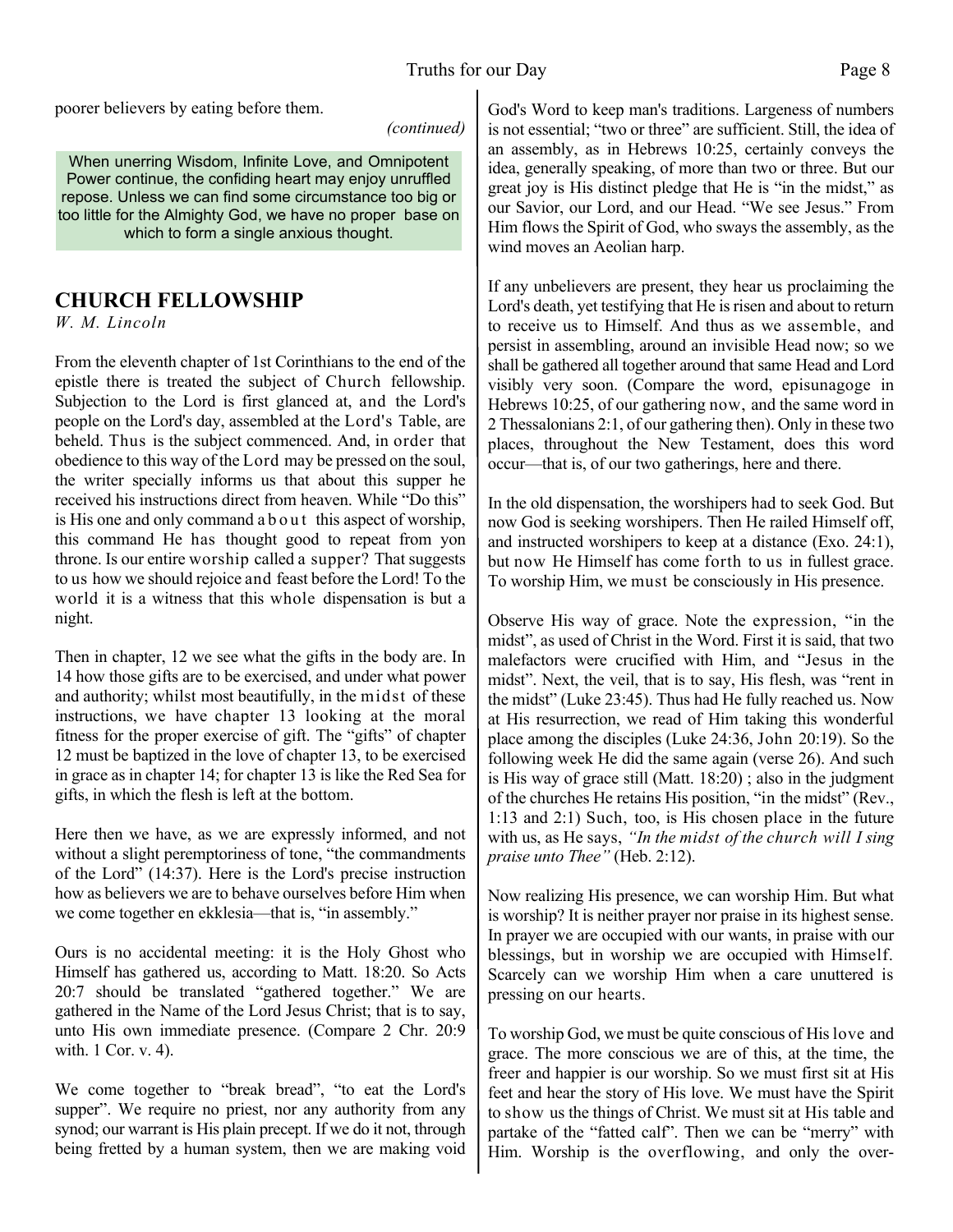poorer believers by eating before them.

*(continued)*

When unerring Wisdom, Infinite Love, and Omnipotent Power continue, the confiding heart may enjoy unruffled repose. Unless we can find some circumstance too big or too little for the Almighty God, we have no proper base on which to form a single anxious thought.

## CHURCH FELLOWSHIP

*W. M. Lincoln*

From the eleventh chapter of 1st Corinthians to the end of the epistle there is treated the subject of Church fellowship. Subjection to the Lord is first glanced at, and the Lord's people on the Lord's day, assembled at the Lord's Table, are beheld. Thus is the subject commenced. And, in order that obedience to this way of the Lord may be pressed on the soul, the writer specially informs us that about this supper he received his instructions direct from heaven. While "Do this" is His one and only command about this aspect of worship, this command He has thought good to repeat from yon throne. Is our entire worship called a supper? That suggests to us how we should rejoice and feast before the Lord! To the world it is a witness that this whole dispensation is but a night.

Then in chapter, 12 we see what the gifts in the body are. In 14 how those gifts are to be exercised, and under what power and authority; whilst most beautifully, in the midst of these instructions, we have chapter 13 looking at the moral fitness for the proper exercise of gift. The "gifts" of chapter 12 must be baptized in the love of chapter 13, to be exercised in grace as in chapter 14; for chapter 13 is like the Red Sea for gifts, in which the flesh is left at the bottom.

Here then we have, as we are expressly informed, and not without a slight peremptoriness of tone, "the commandments of the Lord" (14:37). Here is the Lord's precise instruction how as believers we are to behave ourselves before Him when we come together en ekklesia—that is, "in assembly."

Ours is no accidental meeting: it is the Holy Ghost who Himself has gathered us, according to Matt. 18:20. So Acts 20:7 should be translated "gathered together." We are gathered in the Name of the Lord Jesus Christ; that is to say, unto His own immediate presence. (Compare 2 Chr. 20:9 with. 1 Cor. v. 4).

We come together to "break bread", "to eat the Lord's supper". We require no priest, nor any authority from any synod; our warrant is His plain precept. If we do it not, through being fretted by a human system, then we are making void God's Word to keep man's traditions. Largeness of numbers is not essential; "two or three" are sufficient. Still, the idea of an assembly, as in Hebrews 10:25, certainly conveys the idea, generally speaking, of more than two or three. But our great joy is His distinct pledge that He is "in the midst," as our Savior, our Lord, and our Head. "We see Jesus." From Him flows the Spirit of God, who sways the assembly, as the wind moves an Aeolian harp.

If any unbelievers are present, they hear us proclaiming the Lord's death, yet testifying that He is risen and about to return to receive us to Himself. And thus as we assemble, and persist in assembling, around an invisible Head now; so we shall be gathered all together around that same Head and Lord visibly very soon. (Compare the word, episunagoge in Hebrews 10:25, of our gathering now, and the same word in 2 Thessalonians 2:1, of our gathering then). Only in these two places, throughout the New Testament, does this word occur—that is, of our two gatherings, here and there.

In the old dispensation, the worshipers had to seek God. But now God is seeking worshipers. Then He railed Himself off, and instructed worshipers to keep at a distance (Exo. 24:1), but now He Himself has come forth to us in fullest grace. To worship Him, we must be consciously in His presence.

Observe His way of grace. Note the expression, "in the midst", as used of Christ in the Word. First it is said, that two malefactors were crucified with Him, and "Jesus in the midst". Next, the veil, that is to say, His flesh, was "rent in the midst" (Luke 23:45). Thus had He fully reached us. Now at His resurrection, we read of Him taking this wonderful place among the disciples (Luke 24:36, John 20:19). So the following week He did the same again (verse 26). And such is His way of grace still (Matt. 18:20) ; also in the judgment of the churches He retains His position, "in the midst" (Rev., 1:13 and 2:1) Such, too, is His chosen place in the future with us, as He says, *"In the midst of the church will I sing praise unto Thee"* (Heb. 2:12).

Now realizing His presence, we can worship Him. But what is worship? It is neither prayer nor praise in its highest sense. In prayer we are occupied with our wants, in praise with our blessings, but in worship we are occupied with Himself. Scarcely can we worship Him when a care unuttered is pressing on our hearts.

To worship God, we must be quite conscious of His love and grace. The more conscious we are of this, at the time, the freer and happier is our worship. So we must first sit at His feet and hear the story of His love. We must have the Spirit to show us the things of Christ. We must sit at His table and partake of the "fatted calf". Then we can be "merry" with Him. Worship is the overflowing, and only the over-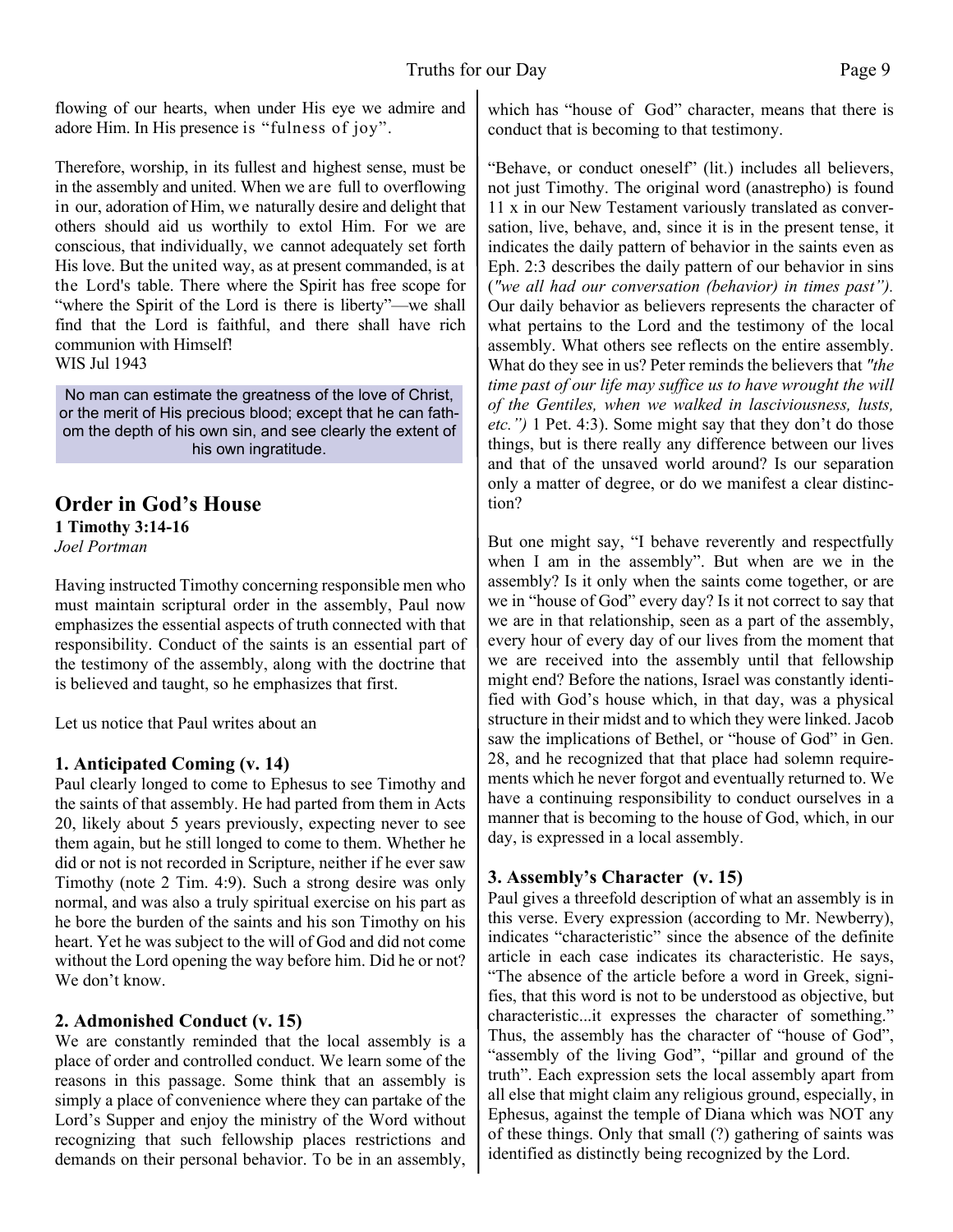flowing of our hearts, when under His eye we admire and adore Him. In His presence is "fulness of joy".

Therefore, worship, in its fullest and highest sense, must be in the assembly and united. When we are full to overflowing in our, adoration of Him, we naturally desire and delight that others should aid us worthily to extol Him. For we are conscious, that individually, we cannot adequately set forth His love. But the united way, as at present commanded, is at the Lord's table. There where the Spirit has free scope for "where the Spirit of the Lord is there is liberty"—we shall find that the Lord is faithful, and there shall have rich communion with Himself!
WIS Jul 1943

> No man can estimate the greatness of the love of Christ, or the merit of His precious blood; except that he can fathom the depth of his own sin, and see clearly the extent of his own ingratitude.

## Order in God's House

**1 Timothy 3:14-16**
*Joel Portman*

Having instructed Timothy concerning responsible men who must maintain scriptural order in the assembly, Paul now emphasizes the essential aspects of truth connected with that responsibility. Conduct of the saints is an essential part of the testimony of the assembly, along with the doctrine that is believed and taught, so he emphasizes that first.

Let us notice that Paul writes about an

### 1. Anticipated Coming (v. 14)

Paul clearly longed to come to Ephesus to see Timothy and the saints of that assembly. He had parted from them in Acts 20, likely about 5 years previously, expecting never to see them again, but he still longed to come to them. Whether he did or not is not recorded in Scripture, neither if he ever saw Timothy (note 2 Tim. 4:9). Such a strong desire was only normal, and was also a truly spiritual exercise on his part as he bore the burden of the saints and his son Timothy on his heart. Yet he was subject to the will of God and did not come without the Lord opening the way before him. Did he or not? We don't know.

### 2. Admonished Conduct (v. 15)

We are constantly reminded that the local assembly is a place of order and controlled conduct. We learn some of the reasons in this passage. Some think that an assembly is simply a place of convenience where they can partake of the Lord's Supper and enjoy the ministry of the Word without recognizing that such fellowship places restrictions and demands on their personal behavior. To be in an assembly, which has "house of God" character, means that there is conduct that is becoming to that testimony.

"Behave, or conduct oneself" (lit.) includes all believers, not just Timothy. The original word (anastrepho) is found 11 x in our New Testament variously translated as conversation, live, behave, and, since it is in the present tense, it indicates the daily pattern of behavior in the saints even as Eph. 2:3 describes the daily pattern of our behavior in sins (*"we all had our conversation (behavior) in times past").* Our daily behavior as believers represents the character of what pertains to the Lord and the testimony of the local assembly. What others see reflects on the entire assembly. What do they see in us? Peter reminds the believers that *"the time past of our life may suffice us to have wrought the will of the Gentiles, when we walked in lasciviousness, lusts, etc.")* 1 Pet. 4:3). Some might say that they don't do those things, but is there really any difference between our lives and that of the unsaved world around? Is our separation only a matter of degree, or do we manifest a clear distinction?

But one might say, "I behave reverently and respectfully when I am in the assembly". But when are we in the assembly? Is it only when the saints come together, or are we in "house of God" every day? Is it not correct to say that we are in that relationship, seen as a part of the assembly, every hour of every day of our lives from the moment that we are received into the assembly until that fellowship might end? Before the nations, Israel was constantly identified with God's house which, in that day, was a physical structure in their midst and to which they were linked. Jacob saw the implications of Bethel, or "house of God" in Gen. 28, and he recognized that that place had solemn requirements which he never forgot and eventually returned to. We have a continuing responsibility to conduct ourselves in a manner that is becoming to the house of God, which, in our day, is expressed in a local assembly.

### 3. Assembly's Character (v. 15)

Paul gives a threefold description of what an assembly is in this verse. Every expression (according to Mr. Newberry), indicates "characteristic" since the absence of the definite article in each case indicates its characteristic. He says, "The absence of the article before a word in Greek, signifies, that this word is not to be understood as objective, but characteristic...it expresses the character of something." Thus, the assembly has the character of "house of God", "assembly of the living God", "pillar and ground of the truth". Each expression sets the local assembly apart from all else that might claim any religious ground, especially, in Ephesus, against the temple of Diana which was NOT any of these things. Only that small (?) gathering of saints was identified as distinctly being recognized by the Lord.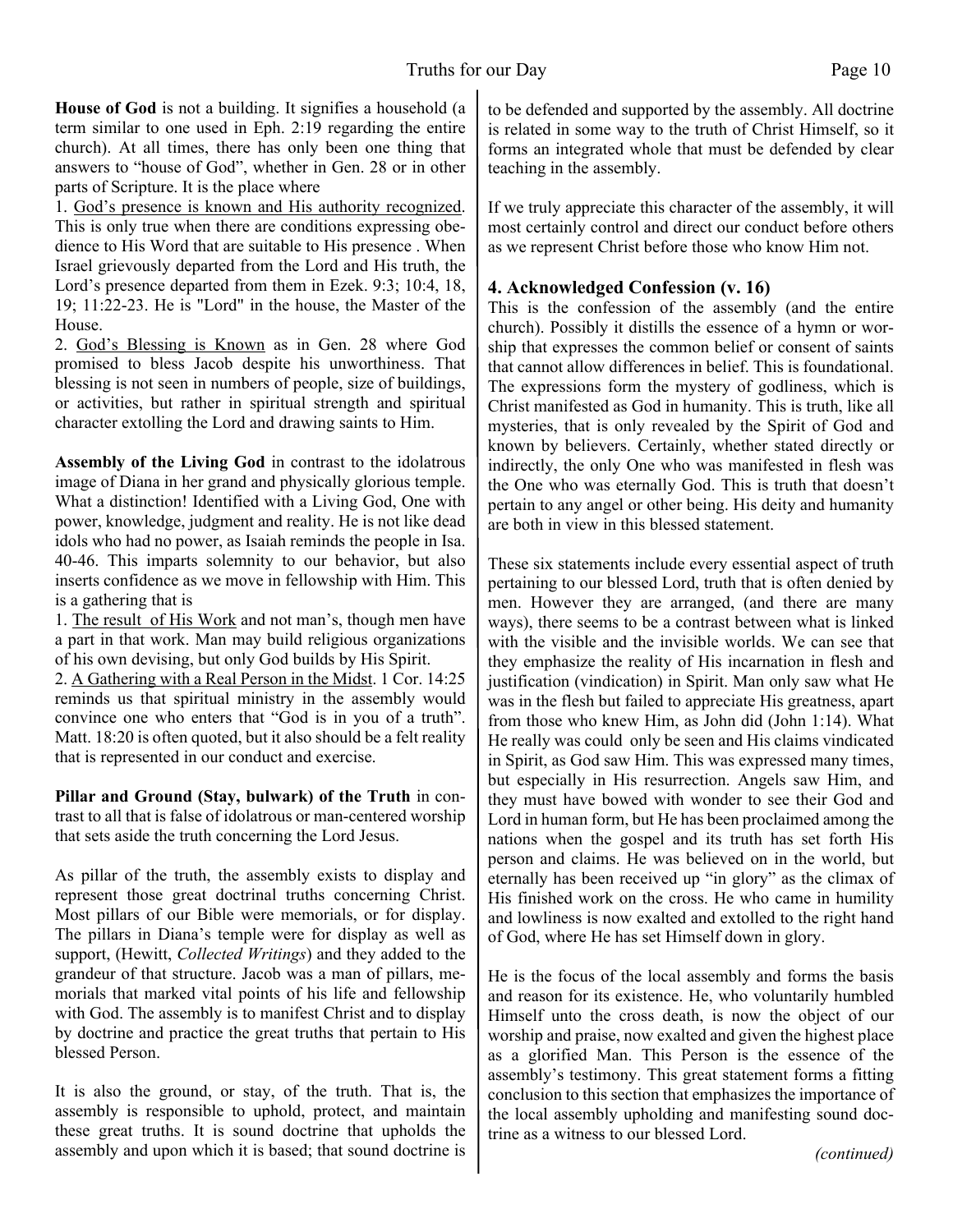**House of God** is not a building. It signifies a household (a term similar to one used in Eph. 2:19 regarding the entire church). At all times, there has only been one thing that answers to "house of God", whether in Gen. 28 or in other parts of Scripture. It is the place where

1. God's presence is known and His authority recognized. This is only true when there are conditions expressing obedience to His Word that are suitable to His presence . When Israel grievously departed from the Lord and His truth, the Lord's presence departed from them in Ezek. 9:3; 10:4, 18, 19; 11:22-23. He is "Lord" in the house, the Master of the House.
2. God's Blessing is Known as in Gen. 28 where God promised to bless Jacob despite his unworthiness. That blessing is not seen in numbers of people, size of buildings, or activities, but rather in spiritual strength and spiritual character extolling the Lord and drawing saints to Him.

**Assembly of the Living God** in contrast to the idolatrous image of Diana in her grand and physically glorious temple. What a distinction! Identified with a Living God, One with power, knowledge, judgment and reality. He is not like dead idols who had no power, as Isaiah reminds the people in Isa. 40-46. This imparts solemnity to our behavior, but also inserts confidence as we move in fellowship with Him. This is a gathering that is

1. The result of His Work and not man's, though men have a part in that work. Man may build religious organizations of his own devising, but only God builds by His Spirit.
2. A Gathering with a Real Person in the Midst. 1 Cor. 14:25 reminds us that spiritual ministry in the assembly would convince one who enters that "God is in you of a truth". Matt. 18:20 is often quoted, but it also should be a felt reality that is represented in our conduct and exercise.

**Pillar and Ground (Stay, bulwark) of the Truth** in contrast to all that is false of idolatrous or man-centered worship that sets aside the truth concerning the Lord Jesus.

As pillar of the truth, the assembly exists to display and represent those great doctrinal truths concerning Christ. Most pillars of our Bible were memorials, or for display. The pillars in Diana's temple were for display as well as support, (Hewitt, *Collected Writings*) and they added to the grandeur of that structure. Jacob was a man of pillars, memorials that marked vital points of his life and fellowship with God. The assembly is to manifest Christ and to display by doctrine and practice the great truths that pertain to His blessed Person.

It is also the ground, or stay, of the truth. That is, the assembly is responsible to uphold, protect, and maintain these great truths. It is sound doctrine that upholds the assembly and upon which it is based; that sound doctrine is to be defended and supported by the assembly. All doctrine is related in some way to the truth of Christ Himself, so it forms an integrated whole that must be defended by clear teaching in the assembly.

If we truly appreciate this character of the assembly, it will most certainly control and direct our conduct before others as we represent Christ before those who know Him not.

### 4. Acknowledged Confession (v. 16)

This is the confession of the assembly (and the entire church). Possibly it distills the essence of a hymn or worship that expresses the common belief or consent of saints that cannot allow differences in belief. This is foundational. The expressions form the mystery of godliness, which is Christ manifested as God in humanity. This is truth, like all mysteries, that is only revealed by the Spirit of God and known by believers. Certainly, whether stated directly or indirectly, the only One who was manifested in flesh was the One who was eternally God. This is truth that doesn't pertain to any angel or other being. His deity and humanity are both in view in this blessed statement.

These six statements include every essential aspect of truth pertaining to our blessed Lord, truth that is often denied by men. However they are arranged, (and there are many ways), there seems to be a contrast between what is linked with the visible and the invisible worlds. We can see that they emphasize the reality of His incarnation in flesh and justification (vindication) in Spirit. Man only saw what He was in the flesh but failed to appreciate His greatness, apart from those who knew Him, as John did (John 1:14). What He really was could only be seen and His claims vindicated in Spirit, as God saw Him. This was expressed many times, but especially in His resurrection. Angels saw Him, and they must have bowed with wonder to see their God and Lord in human form, but He has been proclaimed among the nations when the gospel and its truth has set forth His person and claims. He was believed on in the world, but eternally has been received up "in glory" as the climax of His finished work on the cross. He who came in humility and lowliness is now exalted and extolled to the right hand of God, where He has set Himself down in glory.

He is the focus of the local assembly and forms the basis and reason for its existence. He, who voluntarily humbled Himself unto the cross death, is now the object of our worship and praise, now exalted and given the highest place as a glorified Man. This Person is the essence of the assembly's testimony. This great statement forms a fitting conclusion to this section that emphasizes the importance of the local assembly upholding and manifesting sound doctrine as a witness to our blessed Lord.

*(continued)*